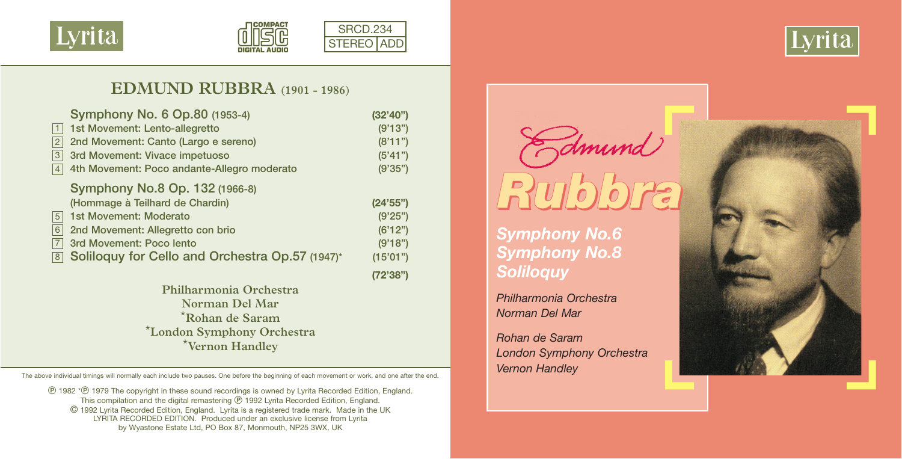Lyrita

SRCD.234
STEREO | ADD

## EDMUND RUBBRA (1901 - 1986)

| | | |
|---|---|---|
| | **Symphony No. 6 Op.80 (1953-4)** | **(32'40")** |
| 1 | 1st Movement: Lento-allegretto | (9'13") |
| 2 | 2nd Movement: Canto (Largo e sereno) | (8'11") |
| 3 | 3rd Movement: Vivace impetuoso | (5'41") |
| 4 | 4th Movement: Poco andante-Allegro moderato | (9'35") |
| | **Symphony No.8 Op. 132 (1966-8)** | |
| | **(Hommage à Teilhard de Chardin)** | **(24'55")** |
| 5 | 1st Movement: Moderato | (9'25") |
| 6 | 2nd Movement: Allegretto con brio | (6'12") |
| 7 | 3rd Movement: Poco lento | (9'18") |
| 8 | **Soliloquy for Cello and Orchestra Op.57 (1947)*** | **(15'01")** |
| | | **(72'38")** |

**Philharmonia Orchestra**
**Norman Del Mar**
***Rohan de Saram**
***London Symphony Orchestra**
***Vernon Handley**

The above individual timings will normally each include two pauses. One before the beginning of each movement or work, and one after the end.

℗ 1982 *℗ 1979 The copyright in these sound recordings is owned by Lyrita Recorded Edition, England.
This compilation and the digital remastering ℗ 1992 Lyrita Recorded Edition, England.
© 1992 Lyrita Recorded Edition, England. Lyrita is a registered trade mark. Made in the UK
LYRITA RECORDED EDITION. Produced under an exclusive license from Lyrita
by Wyastone Estate Ltd, PO Box 87, Monmouth, NP25 3WX, UK

Lyrita

# Edmund Rubbra

*Symphony No.6*
*Symphony No.8*
*Soliloquy*

*Philharmonia Orchestra*
*Norman Del Mar*

*Rohan de Saram*
*London Symphony Orchestra*
*Vernon Handley*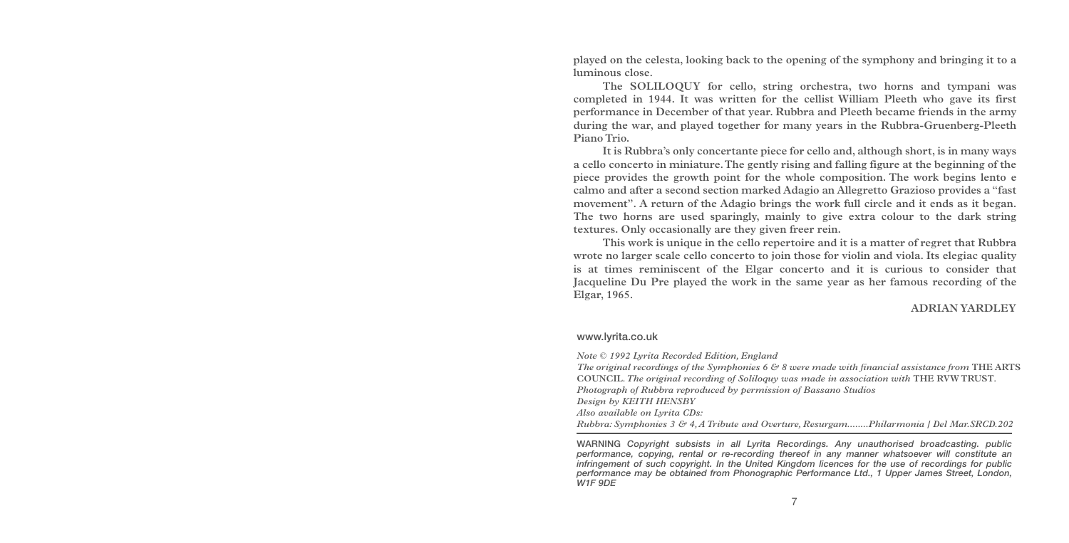played on the celesta, looking back to the opening of the symphony and bringing it to a luminous close.

The SOLILOQUY for cello, string orchestra, two horns and tympani was completed in 1944. It was written for the cellist William Pleeth who gave its first performance in December of that year. Rubbra and Pleeth became friends in the army during the war, and played together for many years in the Rubbra-Gruenberg-Pleeth Piano Trio.

It is Rubbra's only concertante piece for cello and, although short, is in many ways a cello concerto in miniature. The gently rising and falling figure at the beginning of the piece provides the growth point for the whole composition. The work begins lento e calmo and after a second section marked Adagio an Allegretto Grazioso provides a "fast movement". A return of the Adagio brings the work full circle and it ends as it began. The two horns are used sparingly, mainly to give extra colour to the dark string textures. Only occasionally are they given freer rein.

This work is unique in the cello repertoire and it is a matter of regret that Rubbra wrote no larger scale cello concerto to join those for violin and viola. Its elegiac quality is at times reminiscent of the Elgar concerto and it is curious to consider that Jacqueline Du Pre played the work in the same year as her famous recording of the Elgar, 1965.

**ADRIAN YARDLEY**

www.lyrita.co.uk

*Note © 1992 Lyrita Recorded Edition, England*
*The original recordings of the Symphonies 6 & 8 were made with financial assistance from* THE ARTS COUNCIL. *The original recording of Soliloquy was made in association with* THE RVW TRUST.
*Photograph of Rubbra reproduced by permission of Bassano Studios*
*Design by KEITH HENSBY*
*Also available on Lyrita CDs:*
*Rubbra: Symphonies 3 & 4, A Tribute and Overture, Resurgam........Philarmonia / Del Mar.SRCD.202*

WARNING *Copyright subsists in all Lyrita Recordings. Any unauthorised broadcasting. public performance, copying, rental or re-recording thereof in any manner whatsoever will constitute an infringement of such copyright. In the United Kingdom licences for the use of recordings for public performance may be obtained from Phonographic Performance Ltd., 1 Upper James Street, London, W1F 9DE*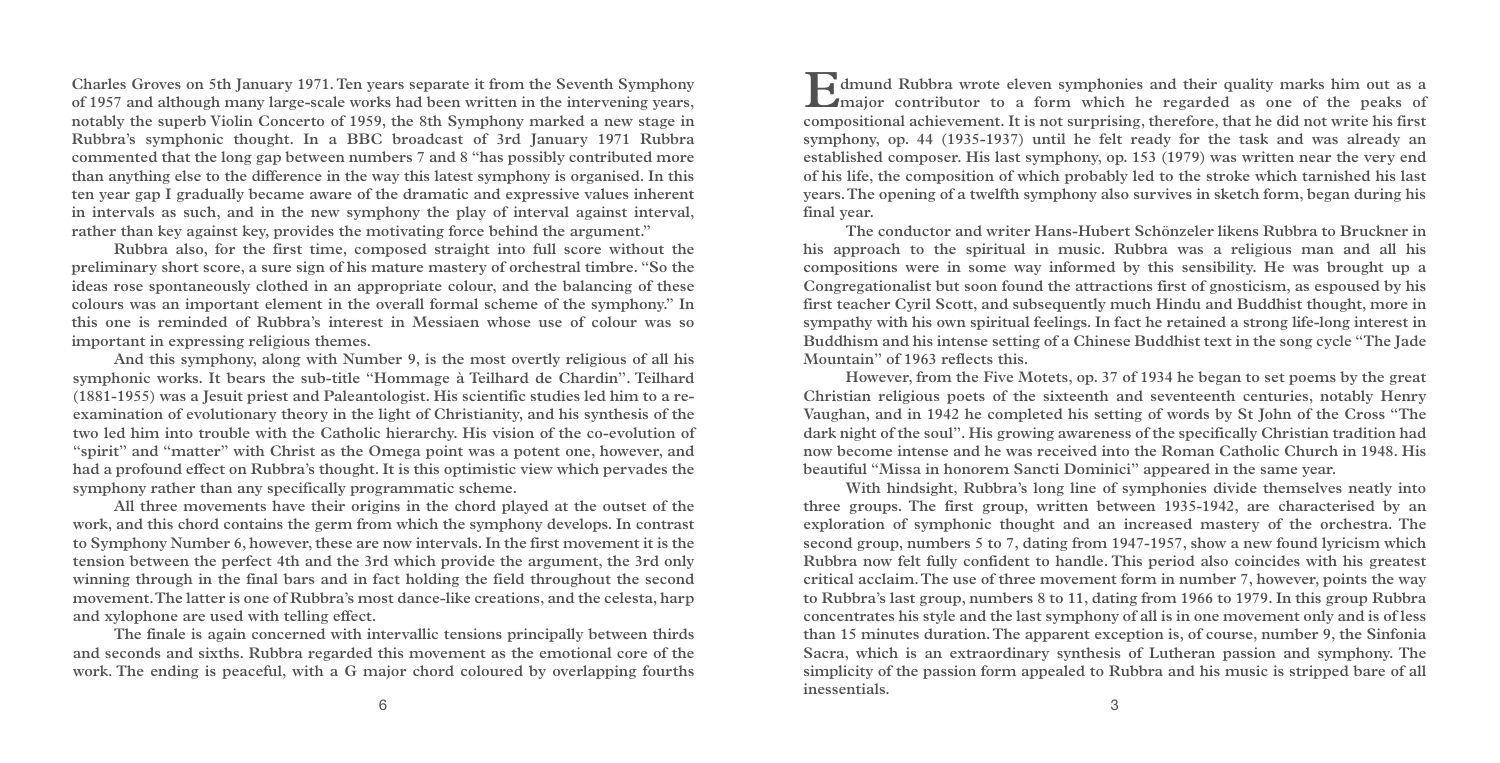Charles Groves on 5th January 1971. Ten years separate it from the Seventh Symphony of 1957 and although many large-scale works had been written in the intervening years, notably the superb Violin Concerto of 1959, the 8th Symphony marked a new stage in Rubbra's symphonic thought. In a BBC broadcast of 3rd January 1971 Rubbra commented that the long gap between numbers 7 and 8 "has possibly contributed more than anything else to the difference in the way this latest symphony is organised. In this ten year gap I gradually became aware of the dramatic and expressive values inherent in intervals as such, and in the new symphony the play of interval against interval, rather than key against key, provides the motivating force behind the argument."

Rubbra also, for the first time, composed straight into full score without the preliminary short score, a sure sign of his mature mastery of orchestral timbre. "So the ideas rose spontaneously clothed in an appropriate colour, and the balancing of these colours was an important element in the overall formal scheme of the symphony." In this one is reminded of Rubbra's interest in Messiaen whose use of colour was so important in expressing religious themes.

And this symphony, along with Number 9, is the most overtly religious of all his symphonic works. It bears the sub-title "Hommage à Teilhard de Chardin". Teilhard (1881-1955) was a Jesuit priest and Paleantologist. His scientific studies led him to a re-examination of evolutionary theory in the light of Christianity, and his synthesis of the two led him into trouble with the Catholic hierarchy. His vision of the co-evolution of "spirit" and "matter" with Christ as the Omega point was a potent one, however, and had a profound effect on Rubbra's thought. It is this optimistic view which pervades the symphony rather than any specifically programmatic scheme.

All three movements have their origins in the chord played at the outset of the work, and this chord contains the germ from which the symphony develops. In contrast to Symphony Number 6, however, these are now intervals. In the first movement it is the tension between the perfect 4th and the 3rd which provide the argument, the 3rd only winning through in the final bars and in fact holding the field throughout the second movement. The latter is one of Rubbra's most dance-like creations, and the celesta, harp and xylophone are used with telling effect.

The finale is again concerned with intervallic tensions principally between thirds and seconds and sixths. Rubbra regarded this movement as the emotional core of the work. The ending is peaceful, with a G major chord coloured by overlapping fourths

Edmund Rubbra wrote eleven symphonies and their quality marks him out as a major contributor to a form which he regarded as one of the peaks of compositional achievement. It is not surprising, therefore, that he did not write his first symphony, op. 44 (1935-1937) until he felt ready for the task and was already an established composer. His last symphony, op. 153 (1979) was written near the very end of his life, the composition of which probably led to the stroke which tarnished his last years. The opening of a twelfth symphony also survives in sketch form, began during his final year.

The conductor and writer Hans-Hubert Schönzeler likens Rubbra to Bruckner in his approach to the spiritual in music. Rubbra was a religious man and all his compositions were in some way informed by this sensibility. He was brought up a Congregationalist but soon found the attractions first of gnosticism, as espoused by his first teacher Cyril Scott, and subsequently much Hindu and Buddhist thought, more in sympathy with his own spiritual feelings. In fact he retained a strong life-long interest in Buddhism and his intense setting of a Chinese Buddhist text in the song cycle "The Jade Mountain" of 1963 reflects this.

However, from the Five Motets, op. 37 of 1934 he began to set poems by the great Christian religious poets of the sixteenth and seventeenth centuries, notably Henry Vaughan, and in 1942 he completed his setting of words by St John of the Cross "The dark night of the soul". His growing awareness of the specifically Christian tradition had now become intense and he was received into the Roman Catholic Church in 1948. His beautiful "Missa in honorem Sancti Dominici" appeared in the same year.

With hindsight, Rubbra's long line of symphonies divide themselves neatly into three groups. The first group, written between 1935-1942, are characterised by an exploration of symphonic thought and an increased mastery of the orchestra. The second group, numbers 5 to 7, dating from 1947-1957, show a new found lyricism which Rubbra now felt fully confident to handle. This period also coincides with his greatest critical acclaim. The use of three movement form in number 7, however, points the way to Rubbra's last group, numbers 8 to 11, dating from 1966 to 1979. In this group Rubbra concentrates his style and the last symphony of all is in one movement only and is of less than 15 minutes duration. The apparent exception is, of course, number 9, the Sinfonia Sacra, which is an extraordinary synthesis of Lutheran passion and symphony. The simplicity of the passion form appealed to Rubbra and his music is stripped bare of all inessentials.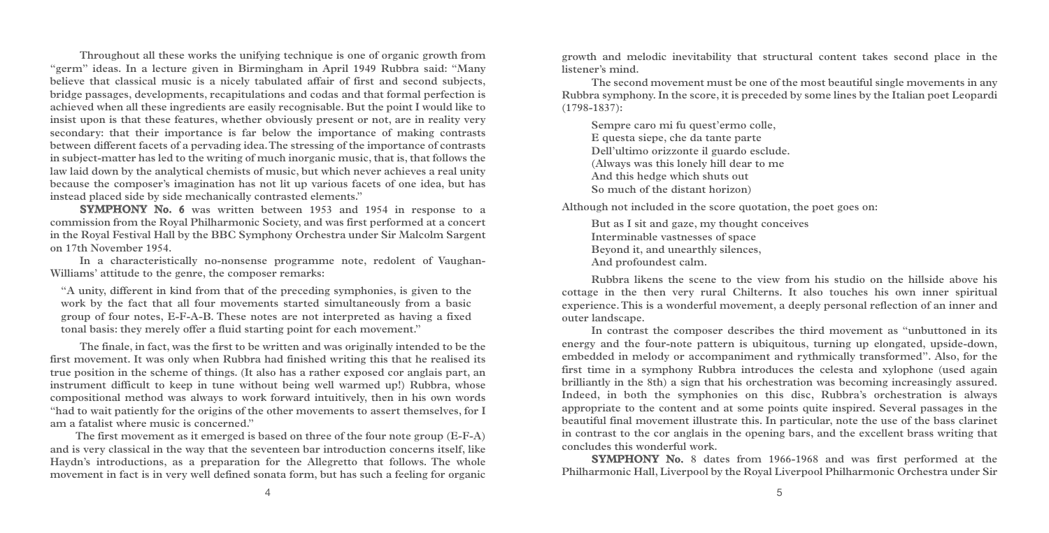Throughout all these works the unifying technique is one of organic growth from "germ" ideas. In a lecture given in Birmingham in April 1949 Rubbra said: "Many believe that classical music is a nicely tabulated affair of first and second subjects, bridge passages, developments, recapitulations and codas and that formal perfection is achieved when all these ingredients are easily recognisable. But the point I would like to insist upon is that these features, whether obviously present or not, are in reality very secondary: that their importance is far below the importance of making contrasts between different facets of a pervading idea. The stressing of the importance of contrasts in subject-matter has led to the writing of much inorganic music, that is, that follows the law laid down by the analytical chemists of music, but which never achieves a real unity because the composer's imagination has not lit up various facets of one idea, but has instead placed side by side mechanically contrasted elements."

**SYMPHONY No. 6** was written between 1953 and 1954 in response to a commission from the Royal Philharmonic Society, and was first performed at a concert in the Royal Festival Hall by the BBC Symphony Orchestra under Sir Malcolm Sargent on 17th November 1954.

In a characteristically no-nonsense programme note, redolent of Vaughan-Williams' attitude to the genre, the composer remarks:

> "A unity, different in kind from that of the preceding symphonies, is given to the work by the fact that all four movements started simultaneously from a basic group of four notes, E-F-A-B. These notes are not interpreted as having a fixed tonal basis: they merely offer a fluid starting point for each movement."

The finale, in fact, was the first to be written and was originally intended to be the first movement. It was only when Rubbra had finished writing this that he realised its true position in the scheme of things. (It also has a rather exposed cor anglais part, an instrument difficult to keep in tune without being well warmed up!) Rubbra, whose compositional method was always to work forward intuitively, then in his own words "had to wait patiently for the origins of the other movements to assert themselves, for I am a fatalist where music is concerned."

The first movement as it emerged is based on three of the four note group (E-F-A) and is very classical in the way that the seventeen bar introduction concerns itself, like Haydn's introductions, as a preparation for the Allegretto that follows. The whole movement in fact is in very well defined sonata form, but has such a feeling for organic growth and melodic inevitability that structural content takes second place in the listener's mind.

The second movement must be one of the most beautiful single movements in any Rubbra symphony. In the score, it is preceded by some lines by the Italian poet Leopardi (1798-1837):

> Sempre caro mi fu quest'ermo colle,
> E questa siepe, che da tante parte
> Dell'ultimo orizzonte il guardo esclude.
> (Always was this lonely hill dear to me
> And this hedge which shuts out
> So much of the distant horizon)

Although not included in the score quotation, the poet goes on:

> But as I sit and gaze, my thought conceives
> Interminable vastnesses of space
> Beyond it, and unearthly silences,
> And profoundest calm.

Rubbra likens the scene to the view from his studio on the hillside above his cottage in the then very rural Chilterns. It also touches his own inner spiritual experience. This is a wonderful movement, a deeply personal reflection of an inner and outer landscape.

In contrast the composer describes the third movement as "unbuttoned in its energy and the four-note pattern is ubiquitous, turning up elongated, upside-down, embedded in melody or accompaniment and rythmically transformed". Also, for the first time in a symphony Rubbra introduces the celesta and xylophone (used again brilliantly in the 8th) a sign that his orchestration was becoming increasingly assured. Indeed, in both the symphonies on this disc, Rubbra's orchestration is always appropriate to the content and at some points quite inspired. Several passages in the beautiful final movement illustrate this. In particular, note the use of the bass clarinet in contrast to the cor anglais in the opening bars, and the excellent brass writing that concludes this wonderful work.

**SYMPHONY No. 8** dates from 1966-1968 and was first performed at the Philharmonic Hall, Liverpool by the Royal Liverpool Philharmonic Orchestra under Sir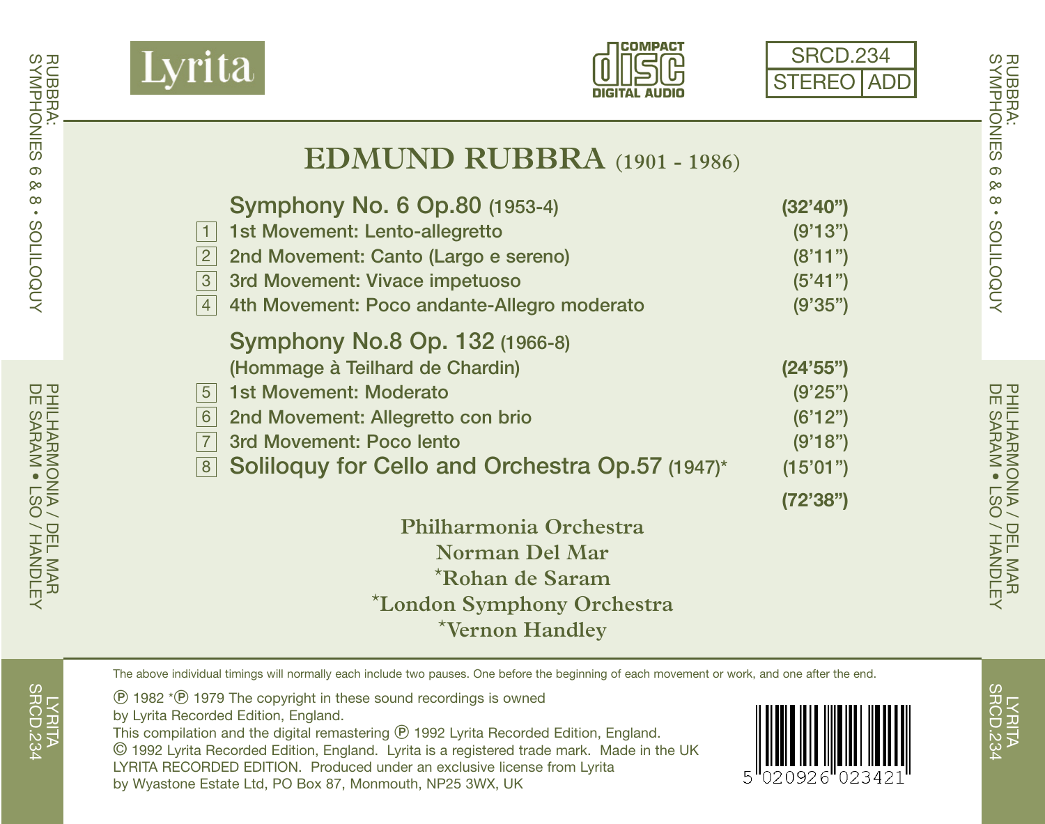Lyrita

COMPACT DISC DIGITAL AUDIO

SRCD.234
STEREO ADD

RUBBRA: SYMPHONIES 6 & 8 • SOLILOQUY

PHILHARMONIA / DEL MAR
DE SARAM • LSO / HANDLEY

# EDMUND RUBBRA (1901 - 1986)

| | | |
|---|---|---|
| | **Symphony No. 6 Op.80 (1953-4)** | **(32'40")** |
| 1 | 1st Movement: Lento-allegretto | (9'13") |
| 2 | 2nd Movement: Canto (Largo e sereno) | (8'11") |
| 3 | 3rd Movement: Vivace impetuoso | (5'41") |
| 4 | 4th Movement: Poco andante-Allegro moderato | (9'35") |
| | **Symphony No.8 Op. 132 (1966-8)** | |
| | (Hommage à Teilhard de Chardin) | **(24'55")** |
| 5 | 1st Movement: Moderato | (9'25") |
| 6 | 2nd Movement: Allegretto con brio | (6'12") |
| 7 | 3rd Movement: Poco lento | (9'18") |
| 8 | **Soliloquy for Cello and Orchestra Op.57 (1947)*** | (15'01") |
| | | **(72'38")** |

**Philharmonia Orchestra**
**Norman Del Mar**
**\*Rohan de Saram**
**\*London Symphony Orchestra**
**\*Vernon Handley**

The above individual timings will normally each include two pauses. One before the beginning of each movement or work, and one after the end.

℗ 1982 *℗ 1979 The copyright in these sound recordings is owned by Lyrita Recorded Edition, England.
This compilation and the digital remastering ℗ 1992 Lyrita Recorded Edition, England.
© 1992 Lyrita Recorded Edition, England. Lyrita is a registered trade mark. Made in the UK
LYRITA RECORDED EDITION. Produced under an exclusive license from Lyrita
by Wyastone Estate Ltd, PO Box 87, Monmouth, NP25 3WX, UK

5 020926 023421

LYRITA
SRCD.234